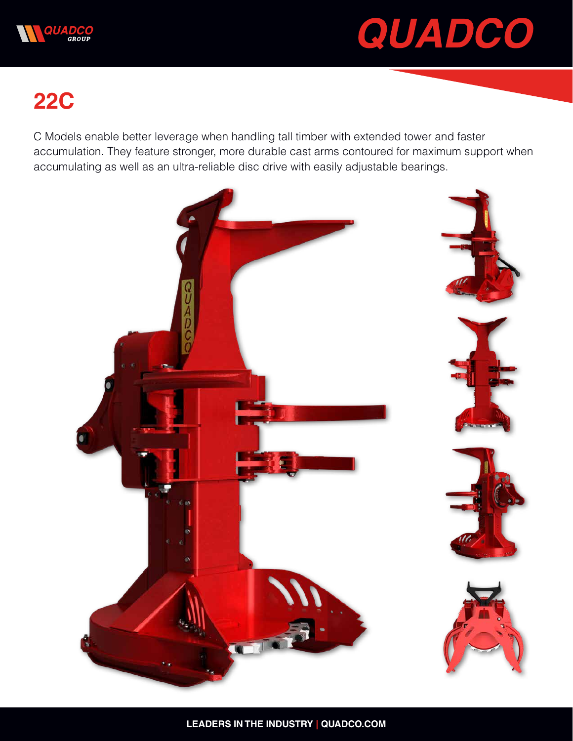# 22C

C Models enable better leverage when handling tall timber with extended tower and faster accumulation. They feature stronger, more durable cast arms contoured for maximum support when accumulating as well as an ultra-reliable disc drive with easily adjustable bearings.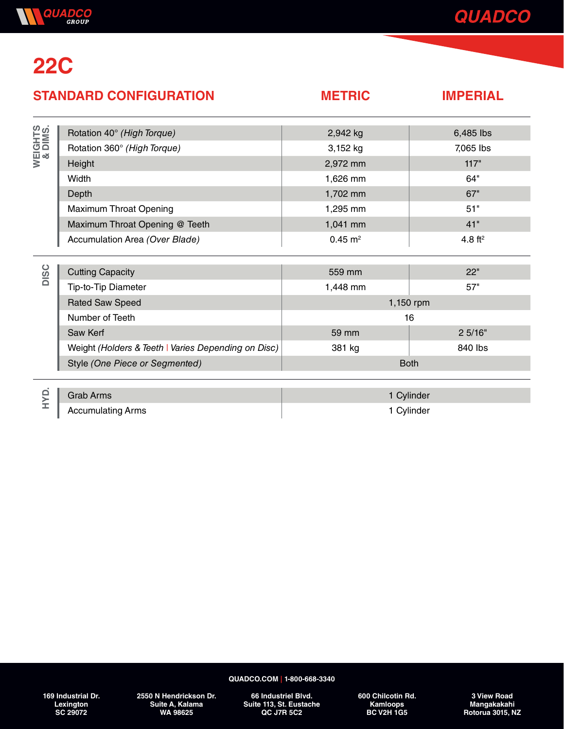# 22C

## STANDARD CONFIGURATION

| | | METRIC | IMPERIAL |
|---|---|---|---|
| WEIGHTS & DIMS. | Rotation 40° *(High Torque)* | 2,942 kg | 6,485 lbs |
| | Rotation 360° *(High Torque)* | 3,152 kg | 7,065 lbs |
| | Height | 2,972 mm | 117" |
| | Width | 1,626 mm | 64" |
| | Depth | 1,702 mm | 67" |
| | Maximum Throat Opening | 1,295 mm | 51" |
| | Maximum Throat Opening @ Teeth | 1,041 mm | 41" |
| | Accumulation Area *(Over Blade)* | 0.45 $m^2$ | 4.8 $ft^2$ |
| DISC | Cutting Capacity | 559 mm | 22" |
| | Tip-to-Tip Diameter | 1,448 mm | 57" |
| | Rated Saw Speed | 1,150 rpm | |
| | Number of Teeth | 16 | |
| | Saw Kerf | 59 mm | 2 5/16" |
| | Weight *(Holders & Teeth \| Varies Depending on Disc)* | 381 kg | 840 lbs |
| | Style *(One Piece or Segmented)* | Both | |
| HYD. | Grab Arms | 1 Cylinder | |
| | Accumulating Arms | 1 Cylinder | |

QUADCO.COM | 1-800-668-3340

169 Industrial Dr.
Lexington
SC 29072

2550 N Hendrickson Dr.
Suite A, Kalama
WA 98625

66 Industriel Blvd.
Suite 113, St. Eustache
QC J7R 5C2

600 Chilcotin Rd.
Kamloops
BC V2H 1G5

3 View Road
Mangakakahi
Rotorua 3015, NZ